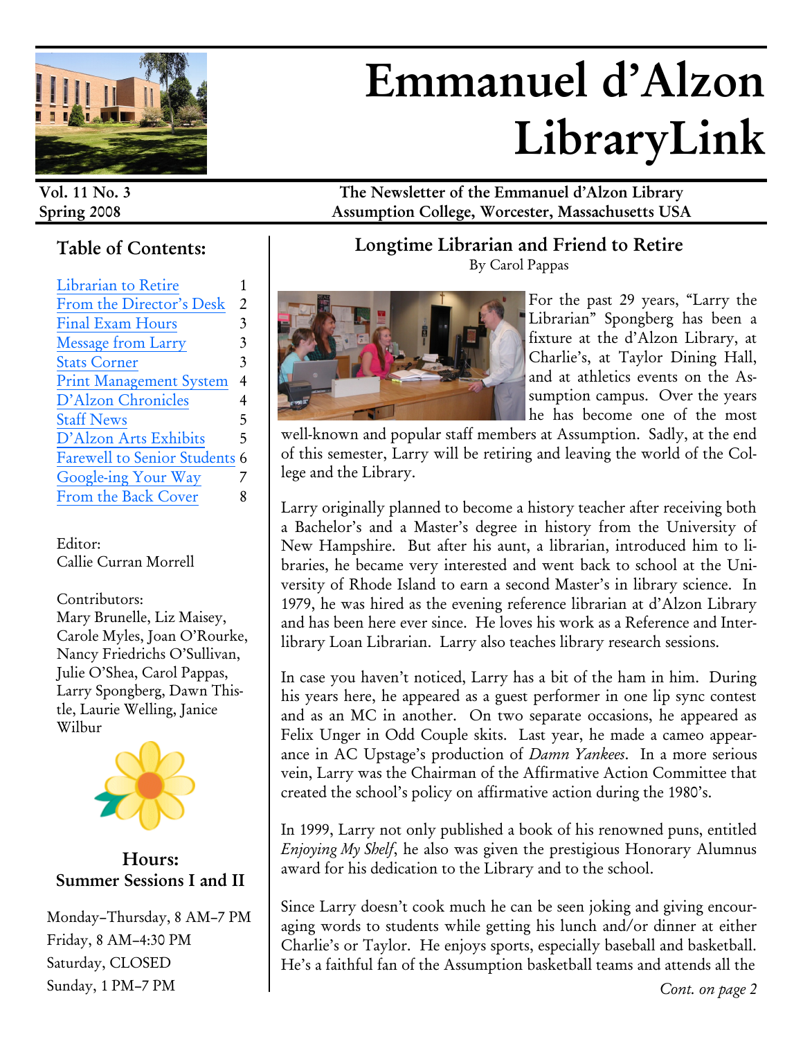# Emmanuel d'Alzon LibraryLink

**Vol. 11 No. 3**
**Spring 2008**

**The Newsletter of the Emmanuel d'Alzon Library**
**Assumption College, Worcester, Massachusetts USA**

## Table of Contents:

| | |
|---|---|
| Librarian to Retire | 1 |
| From the Director's Desk | 2 |
| Final Exam Hours | 3 |
| Message from Larry | 3 |
| Stats Corner | 3 |
| Print Management System | 4 |
| D'Alzon Chronicles | 4 |
| Staff News | 5 |
| D'Alzon Arts Exhibits | 5 |
| Farewell to Senior Students | 6 |
| Google-ing Your Way | 7 |
| From the Back Cover | 8 |

Editor:
Callie Curran Morrell

Contributors:
Mary Brunelle, Liz Maisey, Carole Myles, Joan O'Rourke, Nancy Friedrichs O'Sullivan, Julie O'Shea, Carol Pappas, Larry Spongberg, Dawn Thistle, Laurie Welling, Janice Wilbur

### Hours: Summer Sessions I and II

Monday–Thursday, 8 AM–7 PM
Friday, 8 AM–4:30 PM
Saturday, CLOSED
Sunday, 1 PM–7 PM

## Longtime Librarian and Friend to Retire

By Carol Pappas

For the past 29 years, "Larry the Librarian" Spongberg has been a fixture at the d'Alzon Library, at Charlie's, at Taylor Dining Hall, and at athletics events on the Assumption campus. Over the years he has become one of the most well-known and popular staff members at Assumption. Sadly, at the end of this semester, Larry will be retiring and leaving the world of the College and the Library.

Larry originally planned to become a history teacher after receiving both a Bachelor's and a Master's degree in history from the University of New Hampshire. But after his aunt, a librarian, introduced him to libraries, he became very interested and went back to school at the University of Rhode Island to earn a second Master's in library science. In 1979, he was hired as the evening reference librarian at d'Alzon Library and has been here ever since. He loves his work as a Reference and Interlibrary Loan Librarian. Larry also teaches library research sessions.

In case you haven't noticed, Larry has a bit of the ham in him. During his years here, he appeared as a guest performer in one lip sync contest and as an MC in another. On two separate occasions, he appeared as Felix Unger in Odd Couple skits. Last year, he made a cameo appearance in AC Upstage's production of *Damn Yankees*. In a more serious vein, Larry was the Chairman of the Affirmative Action Committee that created the school's policy on affirmative action during the 1980's.

In 1999, Larry not only published a book of his renowned puns, entitled *Enjoying My Shelf*, he also was given the prestigious Honorary Alumnus award for his dedication to the Library and to the school.

Since Larry doesn't cook much he can be seen joking and giving encouraging words to students while getting his lunch and/or dinner at either Charlie's or Taylor. He enjoys sports, especially baseball and basketball. He's a faithful fan of the Assumption basketball teams and attends all the

*Cont. on page 2*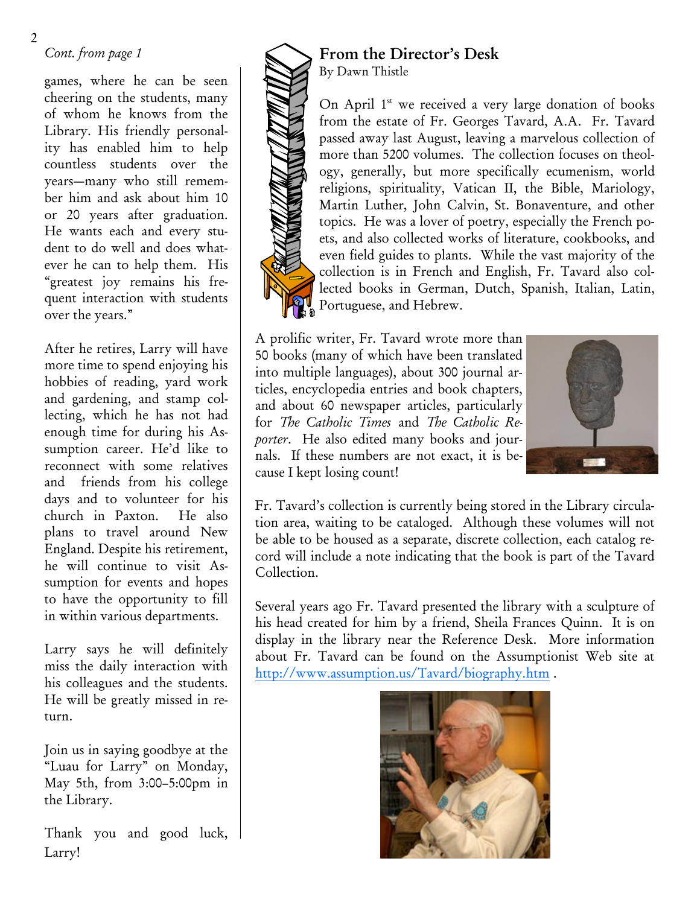*Cont. from page 1*

games, where he can be seen cheering on the students, many of whom he knows from the Library. His friendly personality has enabled him to help countless students over the years—many who still remember him and ask about him 10 or 20 years after graduation. He wants each and every student to do well and does whatever he can to help them. His "greatest joy remains his frequent interaction with students over the years."

After he retires, Larry will have more time to spend enjoying his hobbies of reading, yard work and gardening, and stamp collecting, which he has not had enough time for during his Assumption career. He'd like to reconnect with some relatives and friends from his college days and to volunteer for his church in Paxton. He also plans to travel around New England. Despite his retirement, he will continue to visit Assumption for events and hopes to have the opportunity to fill in within various departments.

Larry says he will definitely miss the daily interaction with his colleagues and the students. He will be greatly missed in return.

Join us in saying goodbye at the "Luau for Larry" on Monday, May 5th, from 3:00–5:00pm in the Library.

Thank you and good luck, Larry!

## From the Director's Desk

By Dawn Thistle

On April 1st we received a very large donation of books from the estate of Fr. Georges Tavard, A.A. Fr. Tavard passed away last August, leaving a marvelous collection of more than 5200 volumes. The collection focuses on theology, generally, but more specifically ecumenism, world religions, spirituality, Vatican II, the Bible, Mariology, Martin Luther, John Calvin, St. Bonaventure, and other topics. He was a lover of poetry, especially the French poets, and also collected works of literature, cookbooks, and even field guides to plants. While the vast majority of the collection is in French and English, Fr. Tavard also collected books in German, Dutch, Spanish, Italian, Latin, Portuguese, and Hebrew.

A prolific writer, Fr. Tavard wrote more than 50 books (many of which have been translated into multiple languages), about 300 journal articles, encyclopedia entries and book chapters, and about 60 newspaper articles, particularly for *The Catholic Times* and *The Catholic Reporter*. He also edited many books and journals. If these numbers are not exact, it is because I kept losing count!

Fr. Tavard's collection is currently being stored in the Library circulation area, waiting to be cataloged. Although these volumes will not be able to be housed as a separate, discrete collection, each catalog record will include a note indicating that the book is part of the Tavard Collection.

Several years ago Fr. Tavard presented the library with a sculpture of his head created for him by a friend, Sheila Frances Quinn. It is on display in the library near the Reference Desk. More information about Fr. Tavard can be found on the Assumptionist Web site at http://www.assumption.us/Tavard/biography.htm .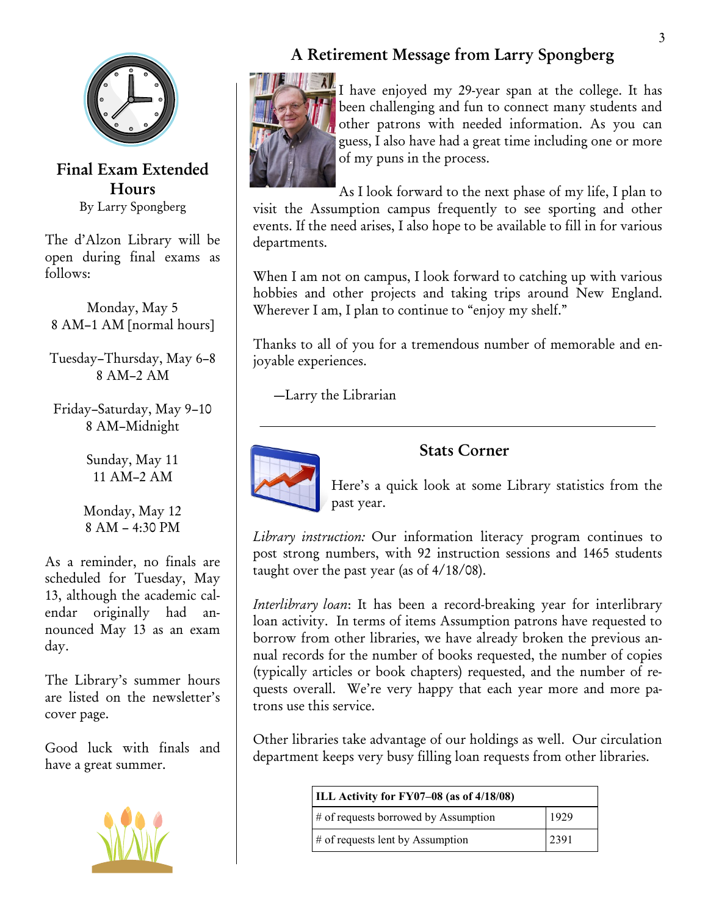## Final Exam Extended Hours

By Larry Spongberg

The d'Alzon Library will be open during final exams as follows:

Monday, May 5
8 AM–1 AM [normal hours]

Tuesday–Thursday, May 6–8
8 AM–2 AM

Friday–Saturday, May 9–10
8 AM–Midnight

Sunday, May 11
11 AM–2 AM

Monday, May 12
8 AM – 4:30 PM

As a reminder, no finals are scheduled for Tuesday, May 13, although the academic calendar originally had announced May 13 as an exam day.

The Library's summer hours are listed on the newsletter's cover page.

Good luck with finals and have a great summer.

## A Retirement Message from Larry Spongberg

I have enjoyed my 29-year span at the college. It has been challenging and fun to connect many students and other patrons with needed information. As you can guess, I also have had a great time including one or more of my puns in the process.

As I look forward to the next phase of my life, I plan to visit the Assumption campus frequently to see sporting and other events. If the need arises, I also hope to be available to fill in for various departments.

When I am not on campus, I look forward to catching up with various hobbies and other projects and taking trips around New England. Wherever I am, I plan to continue to "enjoy my shelf."

Thanks to all of you for a tremendous number of memorable and enjoyable experiences.

—Larry the Librarian

## Stats Corner

Here's a quick look at some Library statistics from the past year.

*Library instruction:* Our information literacy program continues to post strong numbers, with 92 instruction sessions and 1465 students taught over the past year (as of 4/18/08).

*Interlibrary loan*: It has been a record-breaking year for interlibrary loan activity. In terms of items Assumption patrons have requested to borrow from other libraries, we have already broken the previous annual records for the number of books requested, the number of copies (typically articles or book chapters) requested, and the number of requests overall. We're very happy that each year more and more patrons use this service.

Other libraries take advantage of our holdings as well. Our circulation department keeps very busy filling loan requests from other libraries.

| ILL Activity for FY07–08 (as of 4/18/08) | |
|---|---|
| # of requests borrowed by Assumption | 1929 |
| # of requests lent by Assumption | 2391 |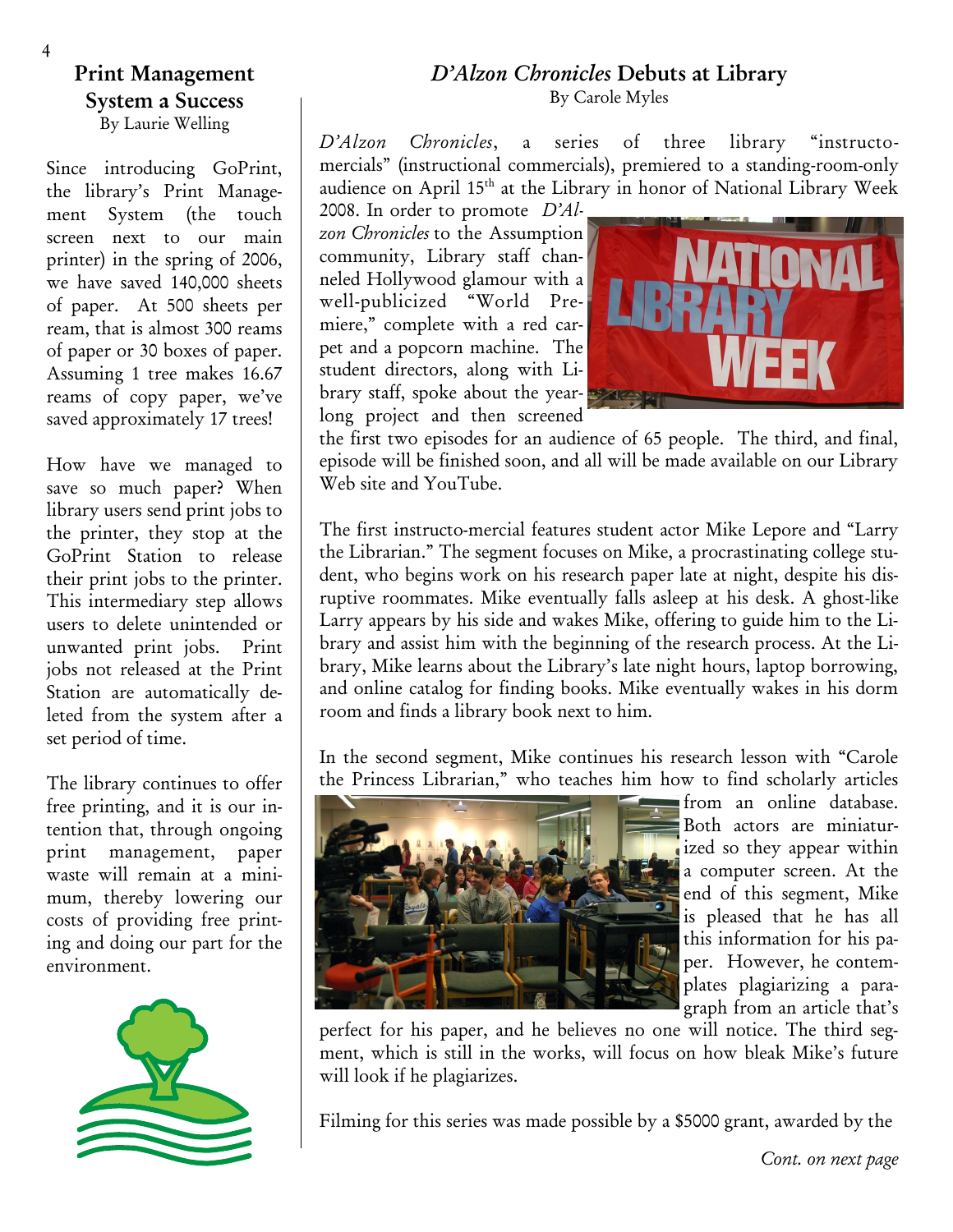## Print Management System a Success

By Laurie Welling

Since introducing GoPrint, the library's Print Management System (the touch screen next to our main printer) in the spring of 2006, we have saved 140,000 sheets of paper. At 500 sheets per ream, that is almost 300 reams of paper or 30 boxes of paper. Assuming 1 tree makes 16.67 reams of copy paper, we've saved approximately 17 trees!

How have we managed to save so much paper? When library users send print jobs to the printer, they stop at the GoPrint Station to release their print jobs to the printer. This intermediary step allows users to delete unintended or unwanted print jobs. Print jobs not released at the Print Station are automatically deleted from the system after a set period of time.

The library continues to offer free printing, and it is our intention that, through ongoing print management, paper waste will remain at a minimum, thereby lowering our costs of providing free printing and doing our part for the environment.

## *D'Alzon Chronicles* Debuts at Library

By Carole Myles

*D'Alzon Chronicles*, a series of three library "instructomercials" (instructional commercials), premiered to a standing-room-only audience on April 15th at the Library in honor of National Library Week 2008. In order to promote *D'Alzon Chronicles* to the Assumption community, Library staff channeled Hollywood glamour with a well-publicized "World Premiere," complete with a red carpet and a popcorn machine. The student directors, along with Library staff, spoke about the yearlong project and then screened the first two episodes for an audience of 65 people. The third, and final, episode will be finished soon, and all will be made available on our Library Web site and YouTube.

The first instructo-mercial features student actor Mike Lepore and "Larry the Librarian." The segment focuses on Mike, a procrastinating college student, who begins work on his research paper late at night, despite his disruptive roommates. Mike eventually falls asleep at his desk. A ghost-like Larry appears by his side and wakes Mike, offering to guide him to the Library and assist him with the beginning of the research process. At the Library, Mike learns about the Library's late night hours, laptop borrowing, and online catalog for finding books. Mike eventually wakes in his dorm room and finds a library book next to him.

In the second segment, Mike continues his research lesson with "Carole the Princess Librarian," who teaches him how to find scholarly articles from an online database. Both actors are miniaturized so they appear within a computer screen. At the end of this segment, Mike is pleased that he has all this information for his paper. However, he contemplates plagiarizing a paragraph from an article that's perfect for his paper, and he believes no one will notice. The third segment, which is still in the works, will focus on how bleak Mike's future will look if he plagiarizes.

Filming for this series was made possible by a $5000 grant, awarded by the

*Cont. on next page*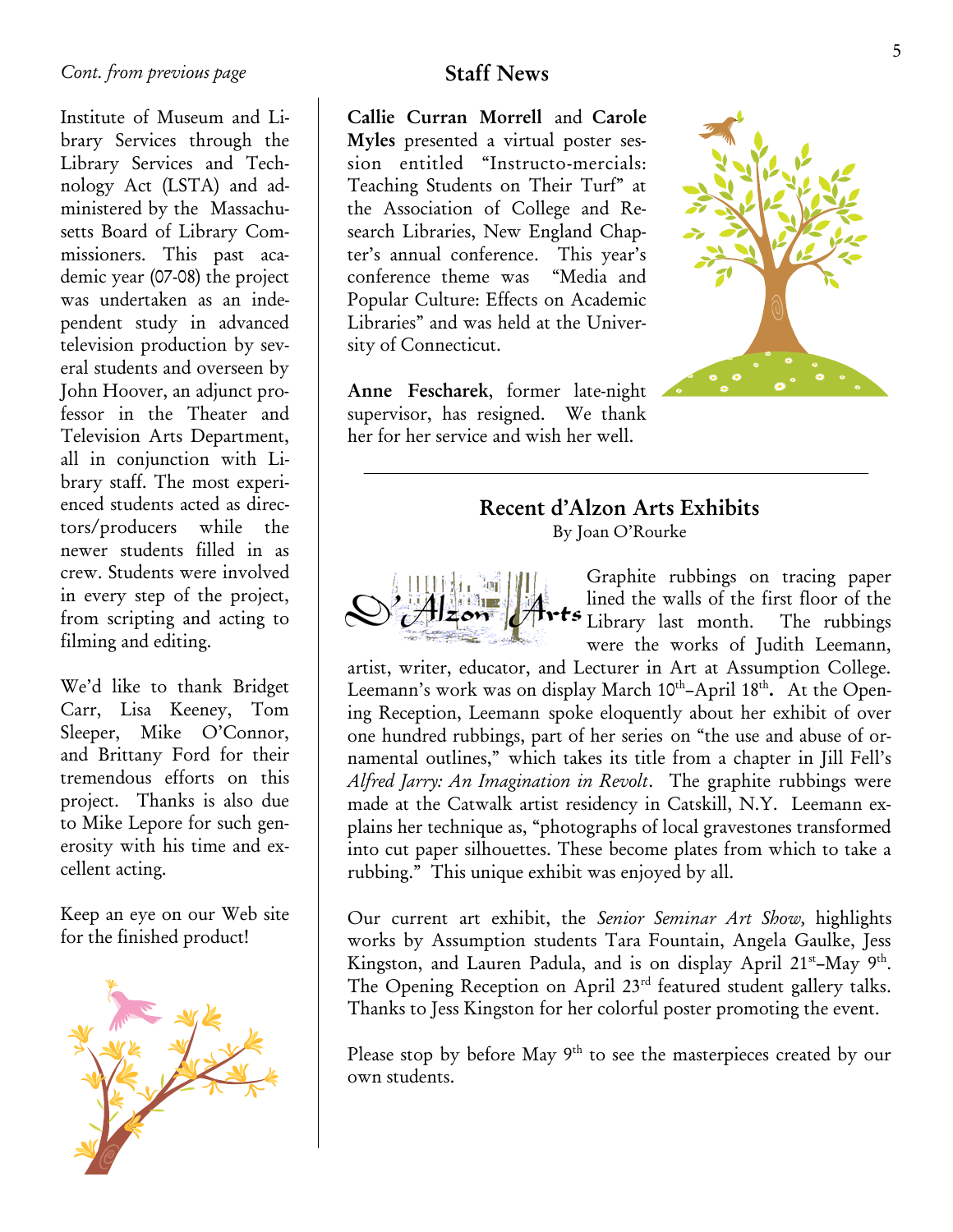*Cont. from previous page*

Institute of Museum and Library Services through the Library Services and Technology Act (LSTA) and administered by the Massachusetts Board of Library Commissioners. This past academic year (07-08) the project was undertaken as an independent study in advanced television production by several students and overseen by John Hoover, an adjunct professor in the Theater and Television Arts Department, all in conjunction with Library staff. The most experienced students acted as directors/producers while the newer students filled in as crew. Students were involved in every step of the project, from scripting and acting to filming and editing.

We'd like to thank Bridget Carr, Lisa Keeney, Tom Sleeper, Mike O'Connor, and Brittany Ford for their tremendous efforts on this project. Thanks is also due to Mike Lepore for such generosity with his time and excellent acting.

Keep an eye on our Web site for the finished product!

## Staff News

**Callie Curran Morrell** and **Carole Myles** presented a virtual poster session entitled "Instructo-mercials: Teaching Students on Their Turf" at the Association of College and Research Libraries, New England Chapter's annual conference. This year's conference theme was "Media and Popular Culture: Effects on Academic Libraries" and was held at the University of Connecticut.

**Anne Fescharek**, former late-night supervisor, has resigned. We thank her for her service and wish her well.

## Recent d'Alzon Arts Exhibits

By Joan O'Rourke

D'Alzon Arts

Graphite rubbings on tracing paper lined the walls of the first floor of the Library last month. The rubbings were the works of Judith Leemann, artist, writer, educator, and Lecturer in Art at Assumption College. Leemann's work was on display March 10th–April 18th. At the Opening Reception, Leemann spoke eloquently about her exhibit of over one hundred rubbings, part of her series on "the use and abuse of ornamental outlines," which takes its title from a chapter in Jill Fell's *Alfred Jarry: An Imagination in Revolt*. The graphite rubbings were made at the Catwalk artist residency in Catskill, N.Y. Leemann explains her technique as, "photographs of local gravestones transformed into cut paper silhouettes. These become plates from which to take a rubbing." This unique exhibit was enjoyed by all.

Our current art exhibit, the *Senior Seminar Art Show,* highlights works by Assumption students Tara Fountain, Angela Gaulke, Jess Kingston, and Lauren Padula, and is on display April 21st–May 9th. The Opening Reception on April 23rd featured student gallery talks. Thanks to Jess Kingston for her colorful poster promoting the event.

Please stop by before May 9th to see the masterpieces created by our own students.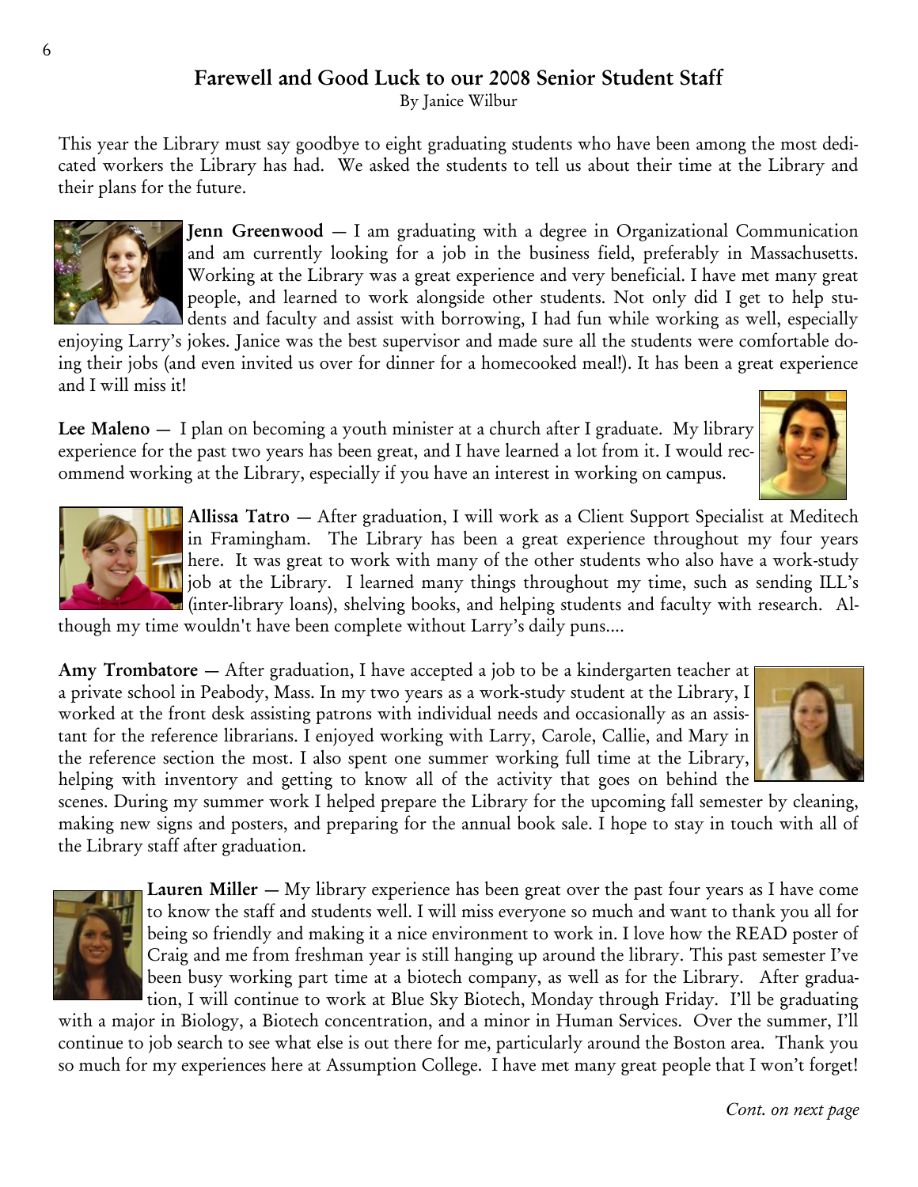## Farewell and Good Luck to our 2008 Senior Student Staff

By Janice Wilbur

This year the Library must say goodbye to eight graduating students who have been among the most dedicated workers the Library has had. We asked the students to tell us about their time at the Library and their plans for the future.

**Jenn Greenwood** — I am graduating with a degree in Organizational Communication and am currently looking for a job in the business field, preferably in Massachusetts. Working at the Library was a great experience and very beneficial. I have met many great people, and learned to work alongside other students. Not only did I get to help students and faculty and assist with borrowing, I had fun while working as well, especially enjoying Larry's jokes. Janice was the best supervisor and made sure all the students were comfortable doing their jobs (and even invited us over for dinner for a homecooked meal!). It has been a great experience and I will miss it!

**Lee Maleno** — I plan on becoming a youth minister at a church after I graduate. My library experience for the past two years has been great, and I have learned a lot from it. I would recommend working at the Library, especially if you have an interest in working on campus.

**Allissa Tatro** — After graduation, I will work as a Client Support Specialist at Meditech in Framingham. The Library has been a great experience throughout my four years here. It was great to work with many of the other students who also have a work-study job at the Library. I learned many things throughout my time, such as sending ILL's (inter-library loans), shelving books, and helping students and faculty with research. Although my time wouldn't have been complete without Larry's daily puns....

**Amy Trombatore** — After graduation, I have accepted a job to be a kindergarten teacher at a private school in Peabody, Mass. In my two years as a work-study student at the Library, I worked at the front desk assisting patrons with individual needs and occasionally as an assistant for the reference librarians. I enjoyed working with Larry, Carole, Callie, and Mary in the reference section the most. I also spent one summer working full time at the Library, helping with inventory and getting to know all of the activity that goes on behind the scenes. During my summer work I helped prepare the Library for the upcoming fall semester by cleaning, making new signs and posters, and preparing for the annual book sale. I hope to stay in touch with all of the Library staff after graduation.

**Lauren Miller** — My library experience has been great over the past four years as I have come to know the staff and students well. I will miss everyone so much and want to thank you all for being so friendly and making it a nice environment to work in. I love how the READ poster of Craig and me from freshman year is still hanging up around the library. This past semester I've been busy working part time at a biotech company, as well as for the Library. After graduation, I will continue to work at Blue Sky Biotech, Monday through Friday. I'll be graduating with a major in Biology, a Biotech concentration, and a minor in Human Services. Over the summer, I'll continue to job search to see what else is out there for me, particularly around the Boston area. Thank you so much for my experiences here at Assumption College. I have met many great people that I won't forget!

*Cont. on next page*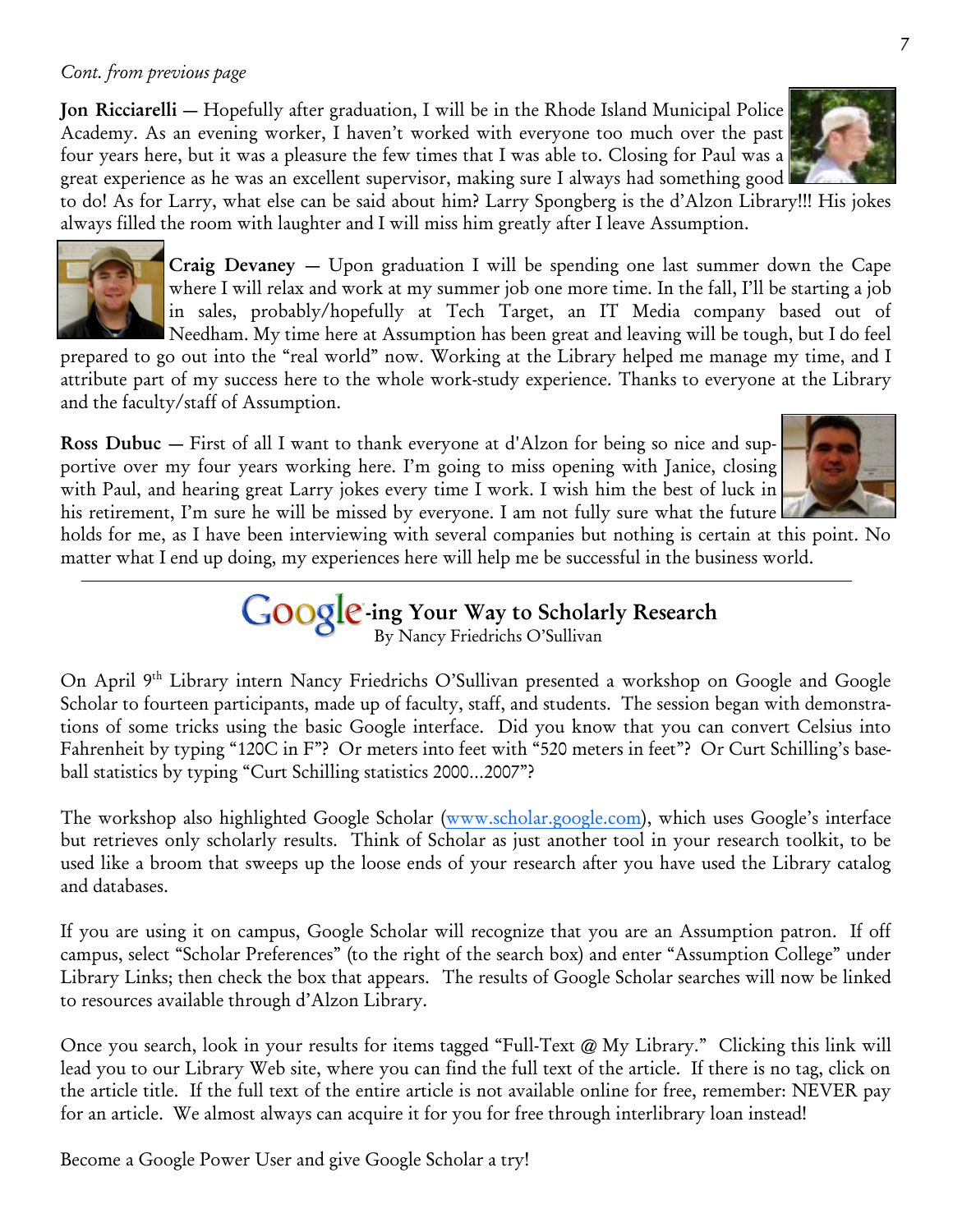*Cont. from previous page*

**Jon Ricciarelli** — Hopefully after graduation, I will be in the Rhode Island Municipal Police Academy. As an evening worker, I haven't worked with everyone too much over the past four years here, but it was a pleasure the few times that I was able to. Closing for Paul was a great experience as he was an excellent supervisor, making sure I always had something good to do! As for Larry, what else can be said about him? Larry Spongberg is the d'Alzon Library!!! His jokes always filled the room with laughter and I will miss him greatly after I leave Assumption.

**Craig Devaney** — Upon graduation I will be spending one last summer down the Cape where I will relax and work at my summer job one more time. In the fall, I'll be starting a job in sales, probably/hopefully at Tech Target, an IT Media company based out of Needham. My time here at Assumption has been great and leaving will be tough, but I do feel prepared to go out into the "real world" now. Working at the Library helped me manage my time, and I attribute part of my success here to the whole work-study experience. Thanks to everyone at the Library and the faculty/staff of Assumption.

**Ross Dubuc** — First of all I want to thank everyone at d'Alzon for being so nice and supportive over my four years working here. I'm going to miss opening with Janice, closing with Paul, and hearing great Larry jokes every time I work. I wish him the best of luck in his retirement, I'm sure he will be missed by everyone. I am not fully sure what the future holds for me, as I have been interviewing with several companies but nothing is certain at this point. No matter what I end up doing, my experiences here will help me be successful in the business world.

---

## Google-ing Your Way to Scholarly Research

By Nancy Friedrichs O'Sullivan

On April 9th Library intern Nancy Friedrichs O'Sullivan presented a workshop on Google and Google Scholar to fourteen participants, made up of faculty, staff, and students. The session began with demonstrations of some tricks using the basic Google interface. Did you know that you can convert Celsius into Fahrenheit by typing "120C in F"? Or meters into feet with "520 meters in feet"? Or Curt Schilling's baseball statistics by typing "Curt Schilling statistics 2000…2007"?

The workshop also highlighted Google Scholar (www.scholar.google.com), which uses Google's interface but retrieves only scholarly results. Think of Scholar as just another tool in your research toolkit, to be used like a broom that sweeps up the loose ends of your research after you have used the Library catalog and databases.

If you are using it on campus, Google Scholar will recognize that you are an Assumption patron. If off campus, select "Scholar Preferences" (to the right of the search box) and enter "Assumption College" under Library Links; then check the box that appears. The results of Google Scholar searches will now be linked to resources available through d'Alzon Library.

Once you search, look in your results for items tagged "Full-Text @ My Library." Clicking this link will lead you to our Library Web site, where you can find the full text of the article. If there is no tag, click on the article title. If the full text of the entire article is not available online for free, remember: NEVER pay for an article. We almost always can acquire it for you for free through interlibrary loan instead!

Become a Google Power User and give Google Scholar a try!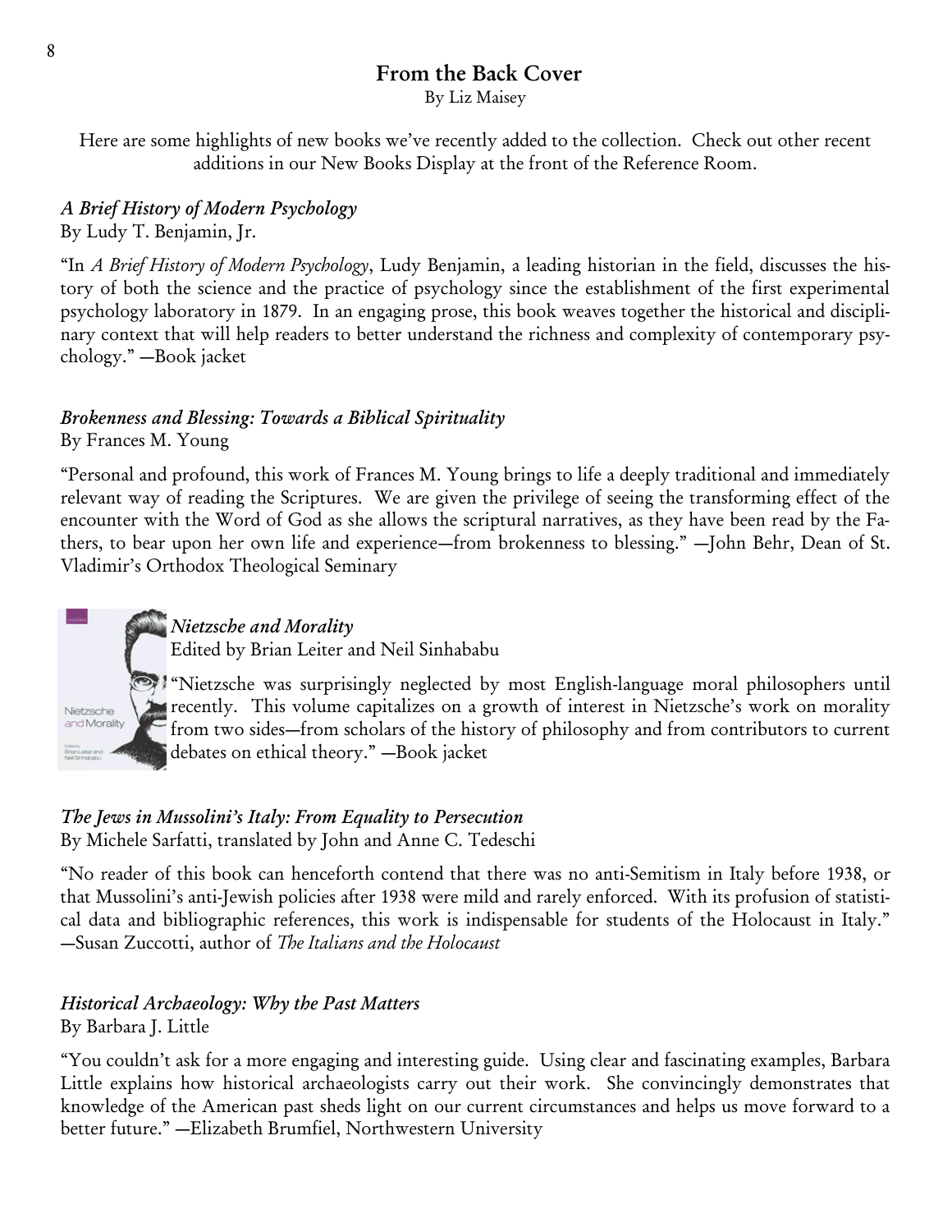## From the Back Cover

By Liz Maisey

Here are some highlights of new books we've recently added to the collection. Check out other recent additions in our New Books Display at the front of the Reference Room.

*A Brief History of Modern Psychology*
By Ludy T. Benjamin, Jr.

"In *A Brief History of Modern Psychology*, Ludy Benjamin, a leading historian in the field, discusses the history of both the science and the practice of psychology since the establishment of the first experimental psychology laboratory in 1879. In an engaging prose, this book weaves together the historical and disciplinary context that will help readers to better understand the richness and complexity of contemporary psychology." —Book jacket

*Brokenness and Blessing: Towards a Biblical Spirituality*
By Frances M. Young

"Personal and profound, this work of Frances M. Young brings to life a deeply traditional and immediately relevant way of reading the Scriptures. We are given the privilege of seeing the transforming effect of the encounter with the Word of God as she allows the scriptural narratives, as they have been read by the Fathers, to bear upon her own life and experience—from brokenness to blessing." —John Behr, Dean of St. Vladimir's Orthodox Theological Seminary

*Nietzsche and Morality*
Edited by Brian Leiter and Neil Sinhababu

"Nietzsche was surprisingly neglected by most English-language moral philosophers until recently. This volume capitalizes on a growth of interest in Nietzsche's work on morality from two sides—from scholars of the history of philosophy and from contributors to current debates on ethical theory." —Book jacket

*The Jews in Mussolini's Italy: From Equality to Persecution*
By Michele Sarfatti, translated by John and Anne C. Tedeschi

"No reader of this book can henceforth contend that there was no anti-Semitism in Italy before 1938, or that Mussolini's anti-Jewish policies after 1938 were mild and rarely enforced. With its profusion of statistical data and bibliographic references, this work is indispensable for students of the Holocaust in Italy." —Susan Zuccotti, author of *The Italians and the Holocaust*

*Historical Archaeology: Why the Past Matters*
By Barbara J. Little

"You couldn't ask for a more engaging and interesting guide. Using clear and fascinating examples, Barbara Little explains how historical archaeologists carry out their work. She convincingly demonstrates that knowledge of the American past sheds light on our current circumstances and helps us move forward to a better future." —Elizabeth Brumfiel, Northwestern University